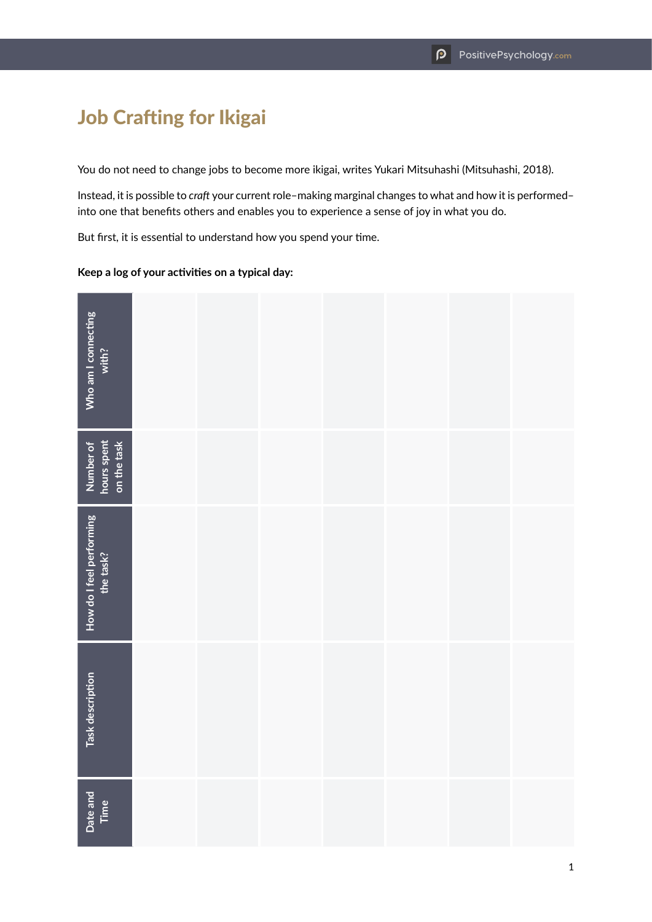# Job Crafting for Ikigai

You do not need to change jobs to become more ikigai, writes Yukari Mitsuhashi (Mitsuhashi, 2018).

Instead, it is possible to *craft* your current role–making marginal changes to what and how it is performed–into one that benefits others and enables you to experience a sense of joy in what you do.

But first, it is essential to understand how you spend your time.

**Keep a log of your activities on a typical day:**

| Date and Time | Task description | How do I feel performing the task? | Number of hours spent on the task | Who am I connecting with? |
| --- | --- | --- | --- | --- |
| | | | | |
| | | | | |
| | | | | |
| | | | | |
| | | | | |
| | | | | |
| | | | | |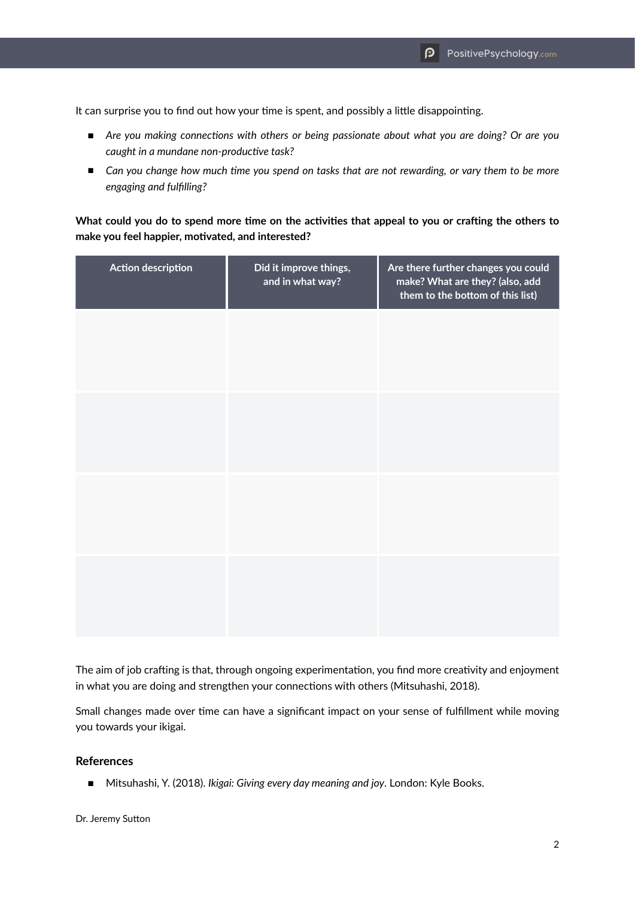It can surprise you to find out how your time is spent, and possibly a little disappointing.

- *Are you making connections with others or being passionate about what you are doing? Or are you caught in a mundane non-productive task?*
- *Can you change how much time you spend on tasks that are not rewarding, or vary them to be more engaging and fulfilling?*

**What could you do to spend more time on the activities that appeal to you or crafting the others to make you feel happier, motivated, and interested?**

| Action description | Did it improve things, and in what way? | Are there further changes you could make? What are they? (also, add them to the bottom of this list) |
| --- | --- | --- |
| | | |
| | | |
| | | |
| | | |

The aim of job crafting is that, through ongoing experimentation, you find more creativity and enjoyment in what you are doing and strengthen your connections with others (Mitsuhashi, 2018).

Small changes made over time can have a significant impact on your sense of fulfillment while moving you towards your ikigai.

### References

- Mitsuhashi, Y. (2018). *Ikigai: Giving every day meaning and joy*. London: Kyle Books.

Dr. Jeremy Sutton